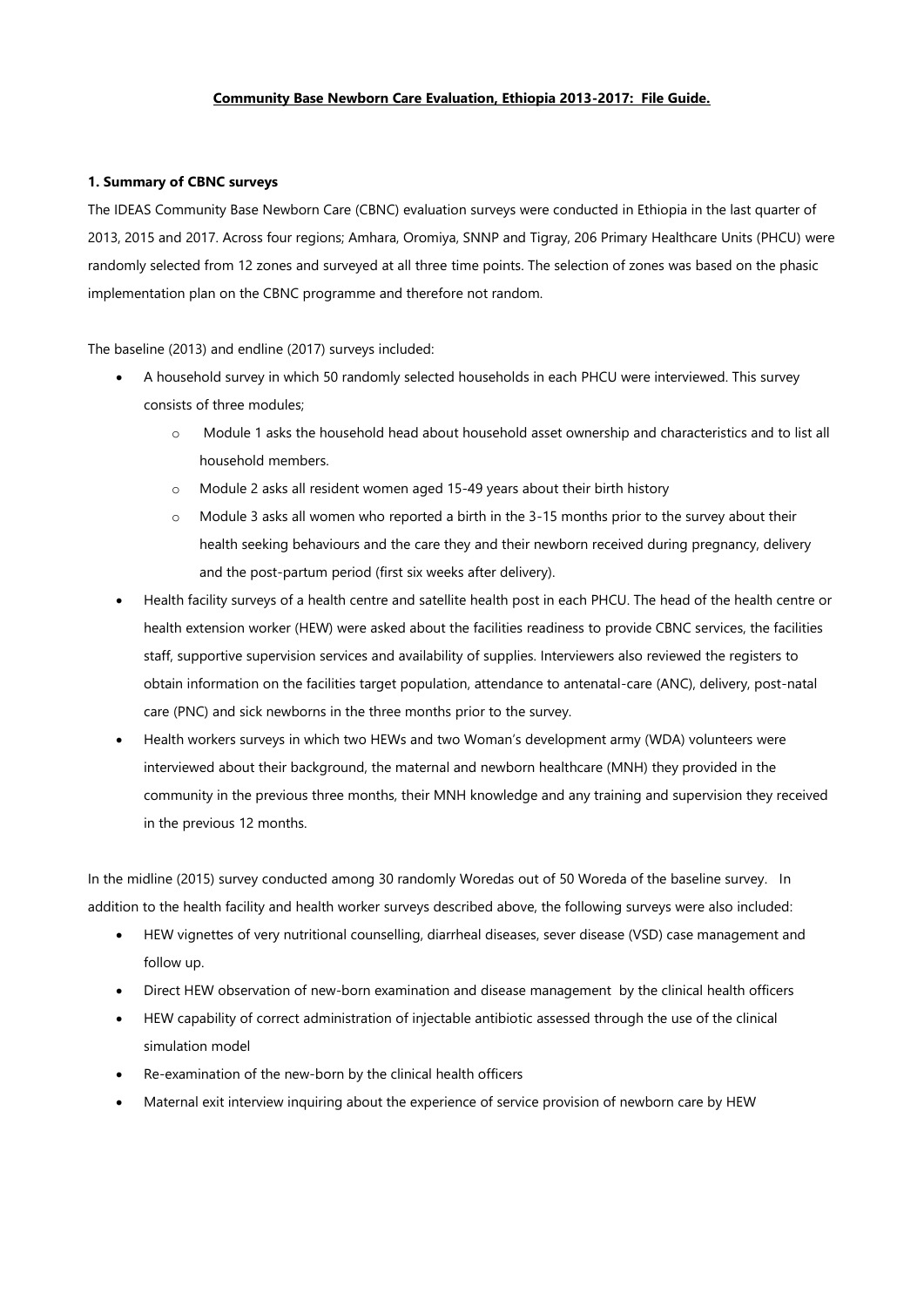**Community Base Newborn Care Evaluation, Ethiopia 2013-2017: File Guide.**

**1. Summary of CBNC surveys**

The IDEAS Community Base Newborn Care (CBNC) evaluation surveys were conducted in Ethiopia in the last quarter of 2013, 2015 and 2017. Across four regions; Amhara, Oromiya, SNNP and Tigray, 206 Primary Healthcare Units (PHCU) were randomly selected from 12 zones and surveyed at all three time points. The selection of zones was based on the phasic implementation plan on the CBNC programme and therefore not random.

The baseline (2013) and endline (2017) surveys included:

- A household survey in which 50 randomly selected households in each PHCU were interviewed. This survey consists of three modules;
    - Module 1 asks the household head about household asset ownership and characteristics and to list all household members.
    - Module 2 asks all resident women aged 15-49 years about their birth history
    - Module 3 asks all women who reported a birth in the 3-15 months prior to the survey about their health seeking behaviours and the care they and their newborn received during pregnancy, delivery and the post-partum period (first six weeks after delivery).
- Health facility surveys of a health centre and satellite health post in each PHCU. The head of the health centre or health extension worker (HEW) were asked about the facilities readiness to provide CBNC services, the facilities staff, supportive supervision services and availability of supplies. Interviewers also reviewed the registers to obtain information on the facilities target population, attendance to antenatal-care (ANC), delivery, post-natal care (PNC) and sick newborns in the three months prior to the survey.
- Health workers surveys in which two HEWs and two Woman's development army (WDA) volunteers were interviewed about their background, the maternal and newborn healthcare (MNH) they provided in the community in the previous three months, their MNH knowledge and any training and supervision they received in the previous 12 months.

In the midline (2015) survey conducted among 30 randomly Woredas out of 50 Woreda of the baseline survey. In addition to the health facility and health worker surveys described above, the following surveys were also included:

- HEW vignettes of very nutritional counselling, diarrheal diseases, sever disease (VSD) case management and follow up.
- Direct HEW observation of new-born examination and disease management by the clinical health officers
- HEW capability of correct administration of injectable antibiotic assessed through the use of the clinical simulation model
- Re-examination of the new-born by the clinical health officers
- Maternal exit interview inquiring about the experience of service provision of newborn care by HEW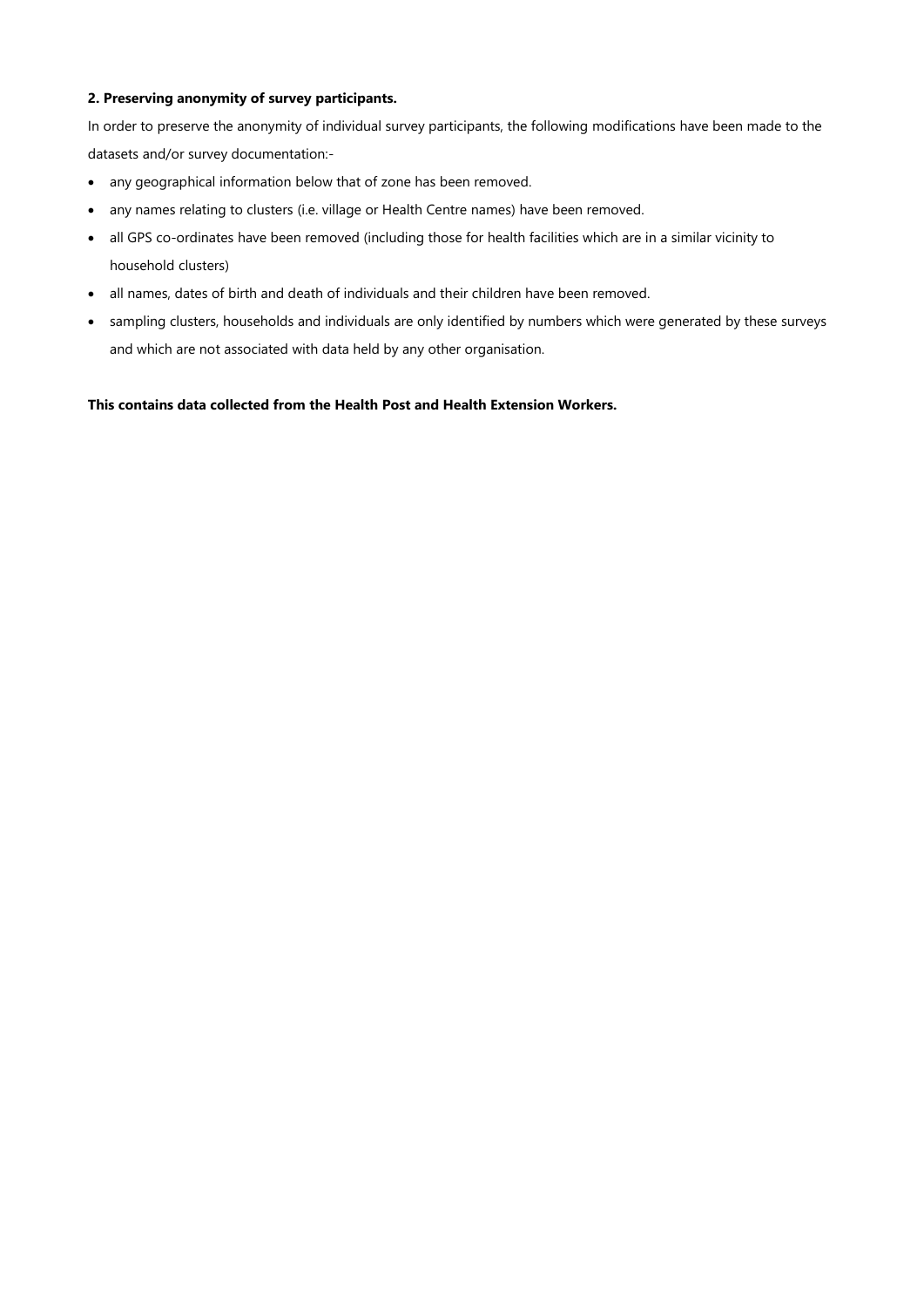**2. Preserving anonymity of survey participants.**

In order to preserve the anonymity of individual survey participants, the following modifications have been made to the datasets and/or survey documentation:-

- any geographical information below that of zone has been removed.
- any names relating to clusters (i.e. village or Health Centre names) have been removed.
- all GPS co-ordinates have been removed (including those for health facilities which are in a similar vicinity to household clusters)
- all names, dates of birth and death of individuals and their children have been removed.
- sampling clusters, households and individuals are only identified by numbers which were generated by these surveys and which are not associated with data held by any other organisation.

**This contains data collected from the Health Post and Health Extension Workers.**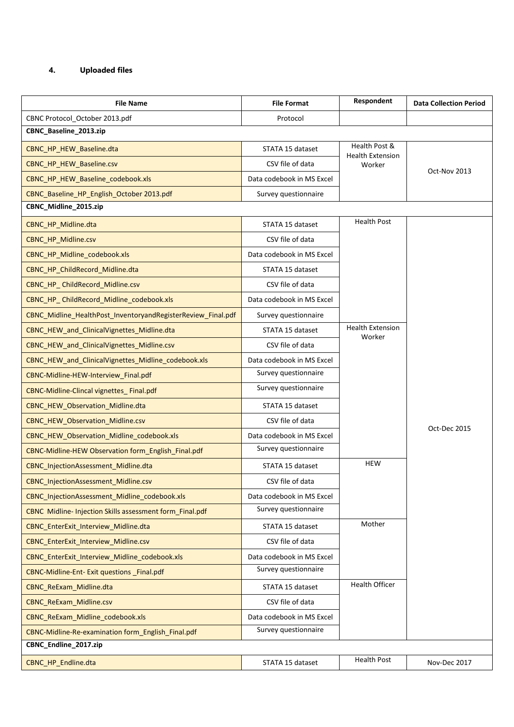#### 4. Uploaded files

| File Name | File Format | Respondent | Data Collection Period |
|---|---|---|---|
| CBNC Protocol_October 2013.pdf | Protocol | | |
| **CBNC_Baseline_2013.zip** | | | |
| CBNC_HP_HEW_Baseline.dta | STATA 15 dataset | Health Post & Health Extension Worker | Oct-Nov 2013 |
| CBNC_HP_HEW_Baseline.csv | CSV file of data | | |
| CBNC_HP_HEW_Baseline_codebook.xls | Data codebook in MS Excel | | |
| CBNC_Baseline_HP_English_October 2013.pdf | Survey questionnaire | | |
| **CBNC_Midline_2015.zip** | | | |
| CBNC_HP_Midline.dta | STATA 15 dataset | Health Post | Oct-Dec 2015 |
| CBNC_HP_Midline.csv | CSV file of data | | |
| CBNC_HP_Midline_codebook.xls | Data codebook in MS Excel | | |
| CBNC_HP_ChildRecord_Midline.dta | STATA 15 dataset | | |
| CBNC_HP_ ChildRecord_Midline.csv | CSV file of data | | |
| CBNC_HP_ ChildRecord_Midline_codebook.xls | Data codebook in MS Excel | | |
| CBNC_Midline_HealthPost_InventoryandRegisterReview_Final.pdf | Survey questionnaire | | |
| CBNC_HEW_and_ClinicalVignettes_Midline.dta | STATA 15 dataset | Health Extension Worker | |
| CBNC_HEW_and_ClinicalVignettes_Midline.csv | CSV file of data | | |
| CBNC_HEW_and_ClinicalVignettes_Midline_codebook.xls | Data codebook in MS Excel | | |
| CBNC-Midline-HEW-Interview_Final.pdf | Survey questionnaire | | |
| CBNC-Midline-Clincal vignettes_ Final.pdf | Survey questionnaire | | |
| CBNC_HEW_Observation_Midline.dta | STATA 15 dataset | | |
| CBNC_HEW_Observation_Midline.csv | CSV file of data | | |
| CBNC_HEW_Observation_Midline_codebook.xls | Data codebook in MS Excel | | |
| CBNC-Midline-HEW Observation form_English_Final.pdf | Survey questionnaire | | |
| CBNC_InjectionAssessment_Midline.dta | STATA 15 dataset | HEW | |
| CBNC_InjectionAssessment_Midline.csv | CSV file of data | | |
| CBNC_InjectionAssessment_Midline_codebook.xls | Data codebook in MS Excel | | |
| CBNC Midline- Injection Skills assessment form_Final.pdf | Survey questionnaire | | |
| CBNC_EnterExit_Interview_Midline.dta | STATA 15 dataset | Mother | |
| CBNC_EnterExit_Interview_Midline.csv | CSV file of data | | |
| CBNC_EnterExit_Interview_Midline_codebook.xls | Data codebook in MS Excel | | |
| CBNC-Midline-Ent- Exit questions _Final.pdf | Survey questionnaire | | |
| CBNC_ReExam_Midline.dta | STATA 15 dataset | Health Officer | |
| CBNC_ReExam_Midline.csv | CSV file of data | | |
| CBNC_ReExam_Midline_codebook.xls | Data codebook in MS Excel | | |
| CBNC-Midline-Re-examination form_English_Final.pdf | Survey questionnaire | | |
| **CBNC_Endline_2017.zip** | | | |
| CBNC_HP_Endline.dta | STATA 15 dataset | Health Post | Nov-Dec 2017 |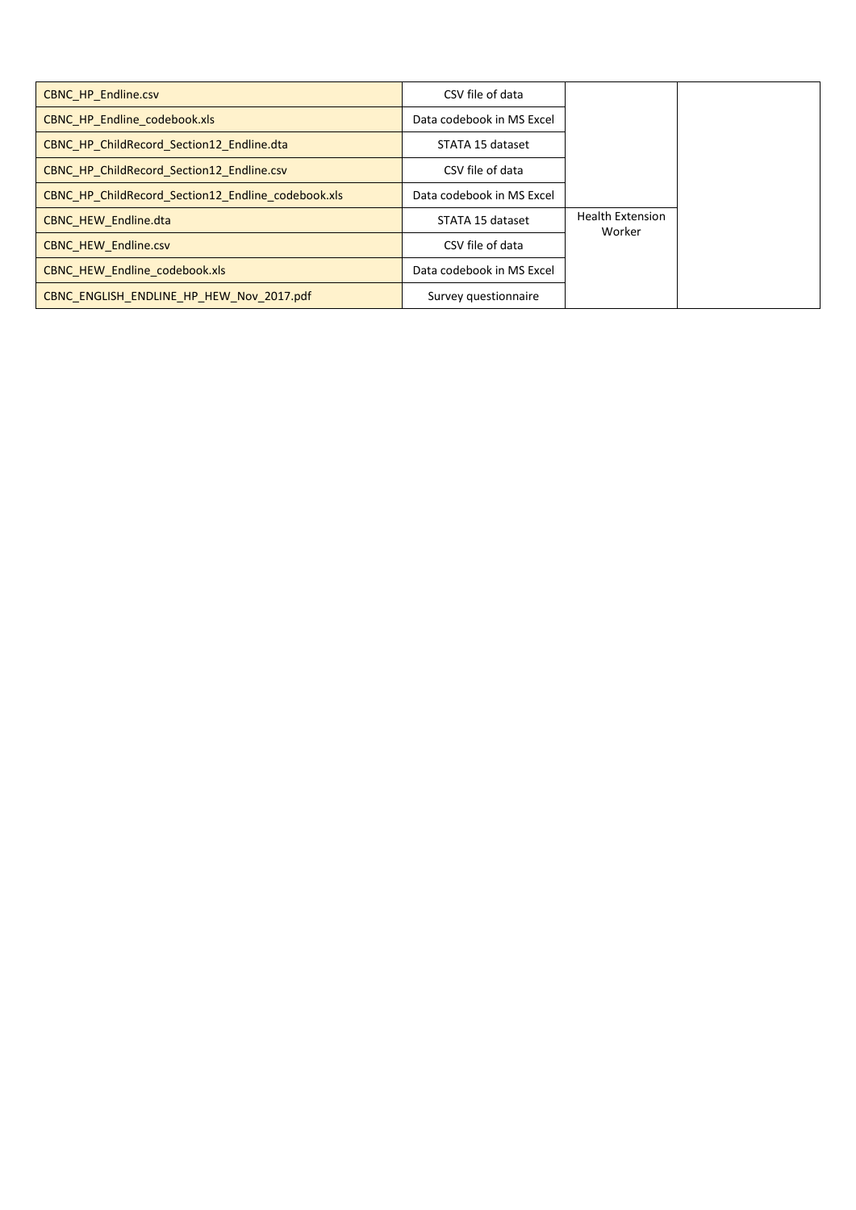| | | | |
|---|---|---|---|
| CBNC_HP_Endline.csv | CSV file of data | | |
| CBNC_HP_Endline_codebook.xls | Data codebook in MS Excel | | |
| CBNC_HP_ChildRecord_Section12_Endline.dta | STATA 15 dataset | | |
| CBNC_HP_ChildRecord_Section12_Endline.csv | CSV file of data | | |
| CBNC_HP_ChildRecord_Section12_Endline_codebook.xls | Data codebook in MS Excel | | |
| CBNC_HEW_Endline.dta | STATA 15 dataset | Health Extension Worker | |
| CBNC_HEW_Endline.csv | CSV file of data | | |
| CBNC_HEW_Endline_codebook.xls | Data codebook in MS Excel | | |
| CBNC_ENGLISH_ENDLINE_HP_HEW_Nov_2017.pdf | Survey questionnaire | | |